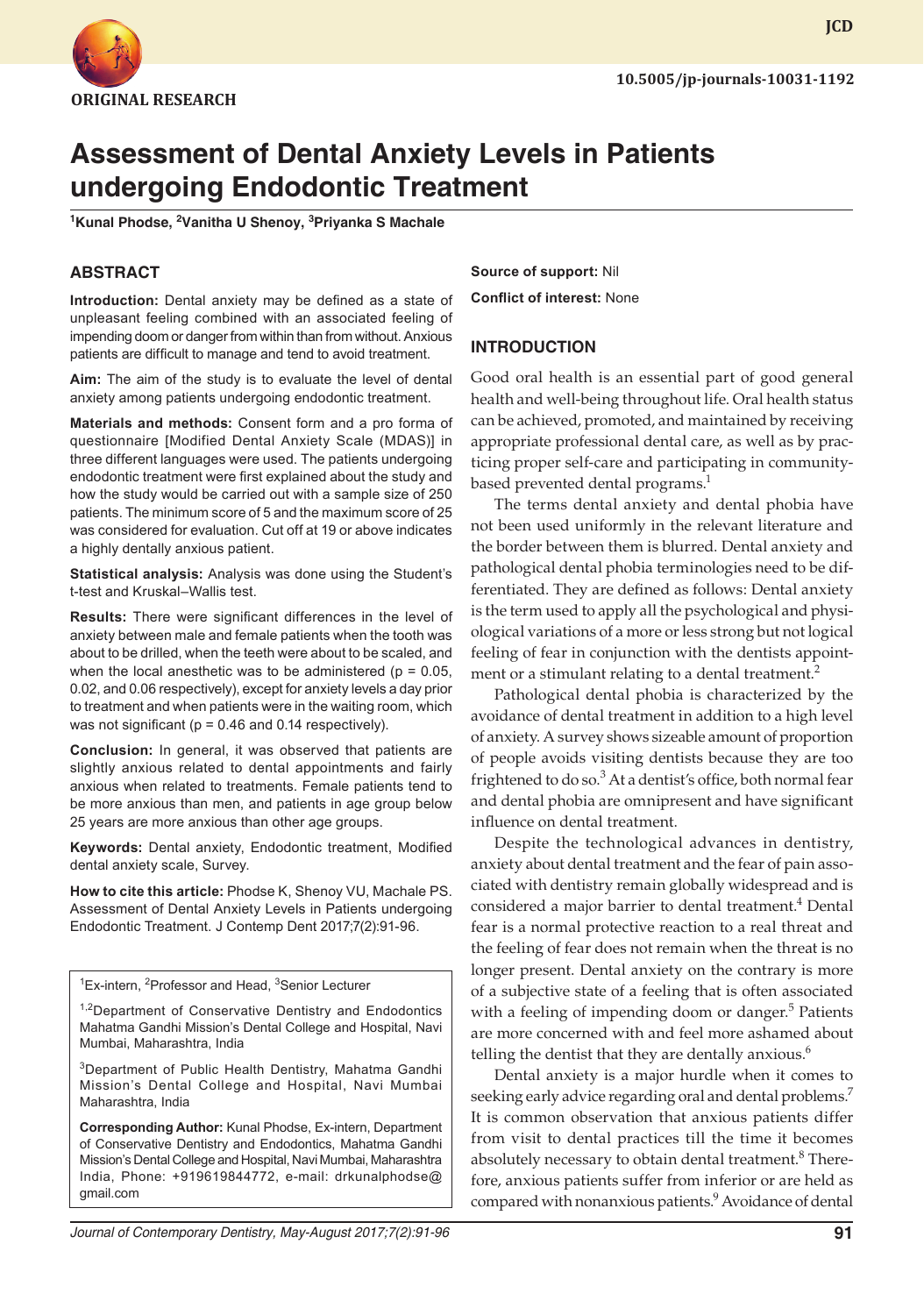ORIGINAL RESEARCH

10.5005/jp-journals-10031-1192

# Assessment of Dental Anxiety Levels in Patients undergoing Endodontic Treatment

[1]Kunal Phodse, [2]Vanitha U Shenoy, [3]Priyanka S Machale

## ABSTRACT

**Introduction:** Dental anxiety may be defined as a state of unpleasant feeling combined with an associated feeling of impending doom or danger from within than from without. Anxious patients are difficult to manage and tend to avoid treatment.

**Aim:** The aim of the study is to evaluate the level of dental anxiety among patients undergoing endodontic treatment.

**Materials and methods:** Consent form and a pro forma of questionnaire [Modified Dental Anxiety Scale (MDAS)] in three different languages were used. The patients undergoing endodontic treatment were first explained about the study and how the study would be carried out with a sample size of 250 patients. The minimum score of 5 and the maximum score of 25 was considered for evaluation. Cut off at 19 or above indicates a highly dentally anxious patient.

**Statistical analysis:** Analysis was done using the Student's t-test and Kruskal–Wallis test.

**Results:** There were significant differences in the level of anxiety between male and female patients when the tooth was about to be drilled, when the teeth were about to be scaled, and when the local anesthetic was to be administered ($p = 0.05$, 0.02, and 0.06 respectively), except for anxiety levels a day prior to treatment and when patients were in the waiting room, which was not significant ($p = 0.46$ and 0.14 respectively).

**Conclusion:** In general, it was observed that patients are slightly anxious related to dental appointments and fairly anxious when related to treatments. Female patients tend to be more anxious than men, and patients in age group below 25 years are more anxious than other age groups.

**Keywords:** Dental anxiety, Endodontic treatment, Modified dental anxiety scale, Survey.

**How to cite this article:** Phodse K, Shenoy VU, Machale PS. Assessment of Dental Anxiety Levels in Patients undergoing Endodontic Treatment. J Contemp Dent 2017;7(2):91-96.

[1]Ex-intern, [2]Professor and Head, [3]Senior Lecturer

[1,2]Department of Conservative Dentistry and Endodontics Mahatma Gandhi Mission's Dental College and Hospital, Navi Mumbai, Maharashtra, India

[3]Department of Public Health Dentistry, Mahatma Gandhi Mission's Dental College and Hospital, Navi Mumbai Maharashtra, India

**Corresponding Author:** Kunal Phodse, Ex-intern, Department of Conservative Dentistry and Endodontics, Mahatma Gandhi Mission's Dental College and Hospital, Navi Mumbai, Maharashtra India, Phone: +919619844772, e-mail: drkunalphodse@gmail.com

**Source of support:** Nil

**Conflict of interest:** None

## INTRODUCTION

Good oral health is an essential part of good general health and well-being throughout life. Oral health status can be achieved, promoted, and maintained by receiving appropriate professional dental care, as well as by practicing proper self-care and participating in community-based prevented dental programs.[1]

The terms dental anxiety and dental phobia have not been used uniformly in the relevant literature and the border between them is blurred. Dental anxiety and pathological dental phobia terminologies need to be differentiated. They are defined as follows: Dental anxiety is the term used to apply all the psychological and physiological variations of a more or less strong but not logical feeling of fear in conjunction with the dentists appointment or a stimulant relating to a dental treatment.[2]

Pathological dental phobia is characterized by the avoidance of dental treatment in addition to a high level of anxiety. A survey shows sizeable amount of proportion of people avoids visiting dentists because they are too frightened to do so.[3] At a dentist's office, both normal fear and dental phobia are omnipresent and have significant influence on dental treatment.

Despite the technological advances in dentistry, anxiety about dental treatment and the fear of pain associated with dentistry remain globally widespread and is considered a major barrier to dental treatment.[4] Dental fear is a normal protective reaction to a real threat and the feeling of fear does not remain when the threat is no longer present. Dental anxiety on the contrary is more of a subjective state of a feeling that is often associated with a feeling of impending doom or danger.[5] Patients are more concerned with and feel more ashamed about telling the dentist that they are dentally anxious.[6]

Dental anxiety is a major hurdle when it comes to seeking early advice regarding oral and dental problems.[7] It is common observation that anxious patients differ from visit to dental practices till the time it becomes absolutely necessary to obtain dental treatment.[8] Therefore, anxious patients suffer from inferior or are held as compared with nonanxious patients.[9] Avoidance of dental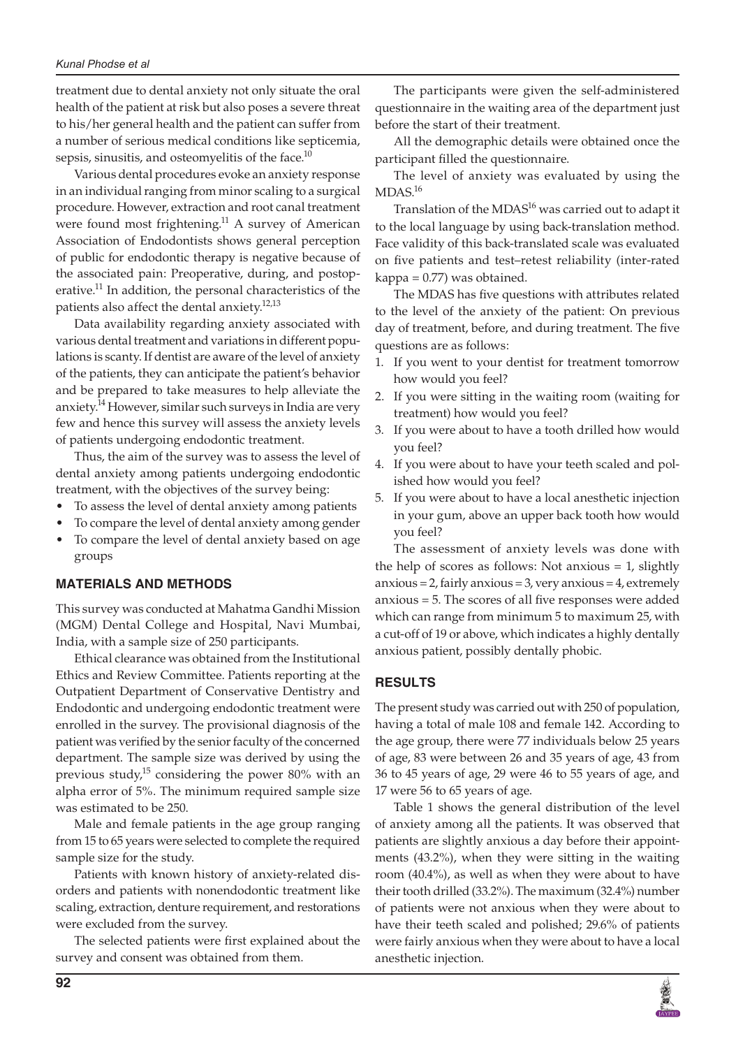treatment due to dental anxiety not only situate the oral health of the patient at risk but also poses a severe threat to his/her general health and the patient can suffer from a number of serious medical conditions like septicemia, sepsis, sinusitis, and osteomyelitis of the face.[10]

Various dental procedures evoke an anxiety response in an individual ranging from minor scaling to a surgical procedure. However, extraction and root canal treatment were found most frightening.[11] A survey of American Association of Endodontists shows general perception of public for endodontic therapy is negative because of the associated pain: Preoperative, during, and postoperative.[11] In addition, the personal characteristics of the patients also affect the dental anxiety.[12,13]

Data availability regarding anxiety associated with various dental treatment and variations in different populations is scanty. If dentist are aware of the level of anxiety of the patients, they can anticipate the patient's behavior and be prepared to take measures to help alleviate the anxiety.[14] However, similar such surveys in India are very few and hence this survey will assess the anxiety levels of patients undergoing endodontic treatment.

Thus, the aim of the survey was to assess the level of dental anxiety among patients undergoing endodontic treatment, with the objectives of the survey being:

- To assess the level of dental anxiety among patients
- To compare the level of dental anxiety among gender
- To compare the level of dental anxiety based on age groups

## MATERIALS AND METHODS

This survey was conducted at Mahatma Gandhi Mission (MGM) Dental College and Hospital, Navi Mumbai, India, with a sample size of 250 participants.

Ethical clearance was obtained from the Institutional Ethics and Review Committee. Patients reporting at the Outpatient Department of Conservative Dentistry and Endodontic and undergoing endodontic treatment were enrolled in the survey. The provisional diagnosis of the patient was verified by the senior faculty of the concerned department. The sample size was derived by using the previous study,[15] considering the power 80% with an alpha error of 5%. The minimum required sample size was estimated to be 250.

Male and female patients in the age group ranging from 15 to 65 years were selected to complete the required sample size for the study.

Patients with known history of anxiety-related disorders and patients with nonendodontic treatment like scaling, extraction, denture requirement, and restorations were excluded from the survey.

The selected patients were first explained about the survey and consent was obtained from them.

The participants were given the self-administered questionnaire in the waiting area of the department just before the start of their treatment.

All the demographic details were obtained once the participant filled the questionnaire.

The level of anxiety was evaluated by using the MDAS.[16]

Translation of the MDAS[16] was carried out to adapt it to the local language by using back-translation method. Face validity of this back-translated scale was evaluated on five patients and test–retest reliability (inter-rated kappa = 0.77) was obtained.

The MDAS has five questions with attributes related to the level of the anxiety of the patient: On previous day of treatment, before, and during treatment. The five questions are as follows:

1. If you went to your dentist for treatment tomorrow how would you feel?
2. If you were sitting in the waiting room (waiting for treatment) how would you feel?
3. If you were about to have a tooth drilled how would you feel?
4. If you were about to have your teeth scaled and polished how would you feel?
5. If you were about to have a local anesthetic injection in your gum, above an upper back tooth how would you feel?

The assessment of anxiety levels was done with the help of scores as follows: Not anxious = 1, slightly anxious = 2, fairly anxious = 3, very anxious = 4, extremely anxious = 5. The scores of all five responses were added which can range from minimum 5 to maximum 25, with a cut-off of 19 or above, which indicates a highly dentally anxious patient, possibly dentally phobic.

## RESULTS

The present study was carried out with 250 of population, having a total of male 108 and female 142. According to the age group, there were 77 individuals below 25 years of age, 83 were between 26 and 35 years of age, 43 from 36 to 45 years of age, 29 were 46 to 55 years of age, and 17 were 56 to 65 years of age.

Table 1 shows the general distribution of the level of anxiety among all the patients. It was observed that patients are slightly anxious a day before their appointments (43.2%), when they were sitting in the waiting room (40.4%), as well as when they were about to have their tooth drilled (33.2%). The maximum (32.4%) number of patients were not anxious when they were about to have their teeth scaled and polished; 29.6% of patients were fairly anxious when they were about to have a local anesthetic injection.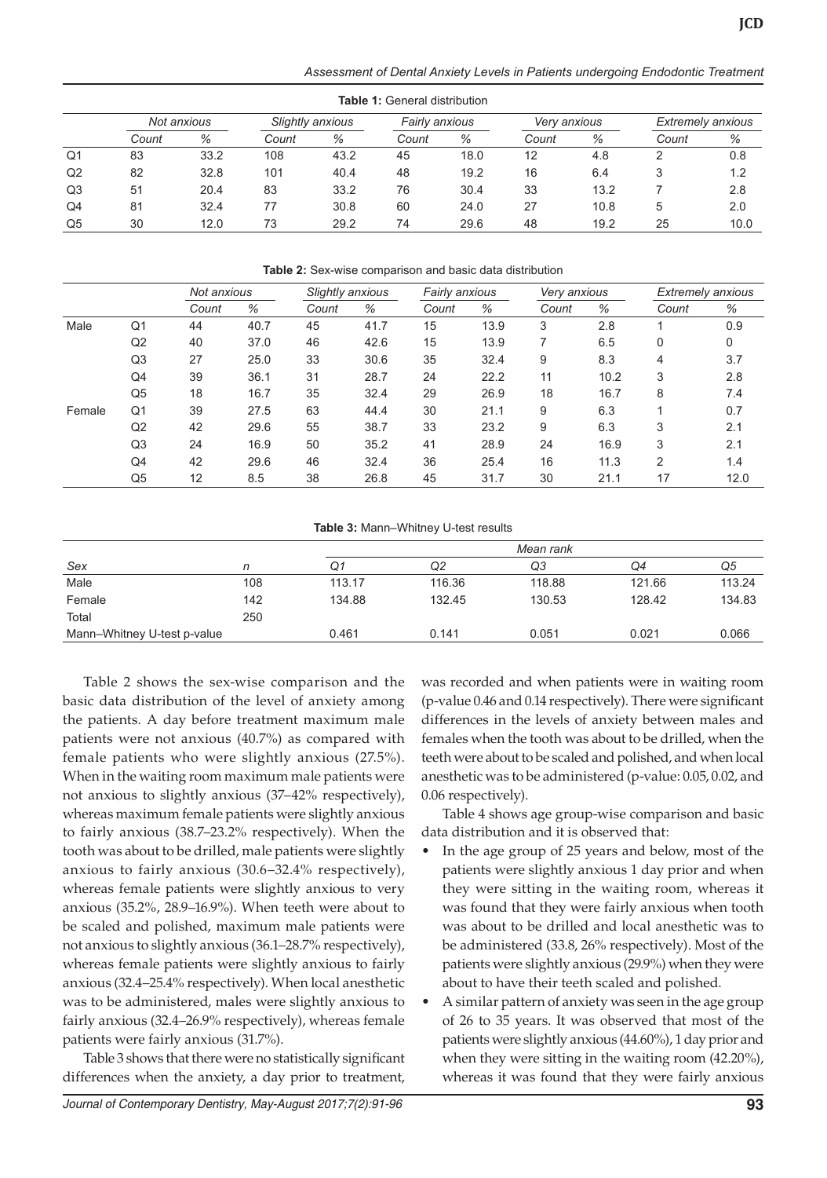**Table 1:** General distribution

| | Not anxious | | Slightly anxious | | Fairly anxious | | Very anxious | | Extremely anxious | |
|---|---|---|---|---|---|---|---|---|---|---|
| | Count | % | Count | % | Count | % | Count | % | Count | % |
| Q1 | 83 | 33.2 | 108 | 43.2 | 45 | 18.0 | 12 | 4.8 | 2 | 0.8 |
| Q2 | 82 | 32.8 | 101 | 40.4 | 48 | 19.2 | 16 | 6.4 | 3 | 1.2 |
| Q3 | 51 | 20.4 | 83 | 33.2 | 76 | 30.4 | 33 | 13.2 | 7 | 2.8 |
| Q4 | 81 | 32.4 | 77 | 30.8 | 60 | 24.0 | 27 | 10.8 | 5 | 2.0 |
| Q5 | 30 | 12.0 | 73 | 29.2 | 74 | 29.6 | 48 | 19.2 | 25 | 10.0 |

**Table 2:** Sex-wise comparison and basic data distribution

| | | Not anxious | | Slightly anxious | | Fairly anxious | | Very anxious | | Extremely anxious | |
|---|---|---|---|---|---|---|---|---|---|---|---|
| | | Count | % | Count | % | Count | % | Count | % | Count | % |
| Male | Q1 | 44 | 40.7 | 45 | 41.7 | 15 | 13.9 | 3 | 2.8 | 1 | 0.9 |
| | Q2 | 40 | 37.0 | 46 | 42.6 | 15 | 13.9 | 7 | 6.5 | 0 | 0 |
| | Q3 | 27 | 25.0 | 33 | 30.6 | 35 | 32.4 | 9 | 8.3 | 4 | 3.7 |
| | Q4 | 39 | 36.1 | 31 | 28.7 | 24 | 22.2 | 11 | 10.2 | 3 | 2.8 |
| | Q5 | 18 | 16.7 | 35 | 32.4 | 29 | 26.9 | 18 | 16.7 | 8 | 7.4 |
| Female | Q1 | 39 | 27.5 | 63 | 44.4 | 30 | 21.1 | 9 | 6.3 | 1 | 0.7 |
| | Q2 | 42 | 29.6 | 55 | 38.7 | 33 | 23.2 | 9 | 6.3 | 3 | 2.1 |
| | Q3 | 24 | 16.9 | 50 | 35.2 | 41 | 28.9 | 24 | 16.9 | 3 | 2.1 |
| | Q4 | 42 | 29.6 | 46 | 32.4 | 36 | 25.4 | 16 | 11.3 | 2 | 1.4 |
| | Q5 | 12 | 8.5 | 38 | 26.8 | 45 | 31.7 | 30 | 21.1 | 17 | 12.0 |

**Table 3:** Mann–Whitney U-test results

| | | Mean rank | | | | |
|---|---|---|---|---|---|---|
| Sex | n | Q1 | Q2 | Q3 | Q4 | Q5 |
| Male | 108 | 113.17 | 116.36 | 118.88 | 121.66 | 113.24 |
| Female | 142 | 134.88 | 132.45 | 130.53 | 128.42 | 134.83 |
| Total | 250 | | | | | |
| Mann–Whitney U-test p-value | | 0.461 | 0.141 | 0.051 | 0.021 | 0.066 |

Table 2 shows the sex-wise comparison and the basic data distribution of the level of anxiety among the patients. A day before treatment maximum male patients were not anxious (40.7%) as compared with female patients who were slightly anxious (27.5%). When in the waiting room maximum male patients were not anxious to slightly anxious (37–42% respectively), whereas maximum female patients were slightly anxious to fairly anxious (38.7–23.2% respectively). When the tooth was about to be drilled, male patients were slightly anxious to fairly anxious (30.6–32.4% respectively), whereas female patients were slightly anxious to very anxious (35.2%, 28.9–16.9%). When teeth were about to be scaled and polished, maximum male patients were not anxious to slightly anxious (36.1–28.7% respectively), whereas female patients were slightly anxious to fairly anxious (32.4–25.4% respectively). When local anesthetic was to be administered, males were slightly anxious to fairly anxious (32.4–26.9% respectively), whereas female patients were fairly anxious (31.7%).

Table 3 shows that there were no statistically significant differences when the anxiety, a day prior to treatment, was recorded and when patients were in waiting room (p-value 0.46 and 0.14 respectively). There were significant differences in the levels of anxiety between males and females when the tooth was about to be drilled, when the teeth were about to be scaled and polished, and when local anesthetic was to be administered (p-value: 0.05, 0.02, and 0.06 respectively).

Table 4 shows age group-wise comparison and basic data distribution and it is observed that:

- In the age group of 25 years and below, most of the patients were slightly anxious 1 day prior and when they were sitting in the waiting room, whereas it was found that they were fairly anxious when tooth was about to be drilled and local anesthetic was to be administered (33.8, 26% respectively). Most of the patients were slightly anxious (29.9%) when they were about to have their teeth scaled and polished.
- A similar pattern of anxiety was seen in the age group of 26 to 35 years. It was observed that most of the patients were slightly anxious (44.60%), 1 day prior and when they were sitting in the waiting room (42.20%), whereas it was found that they were fairly anxious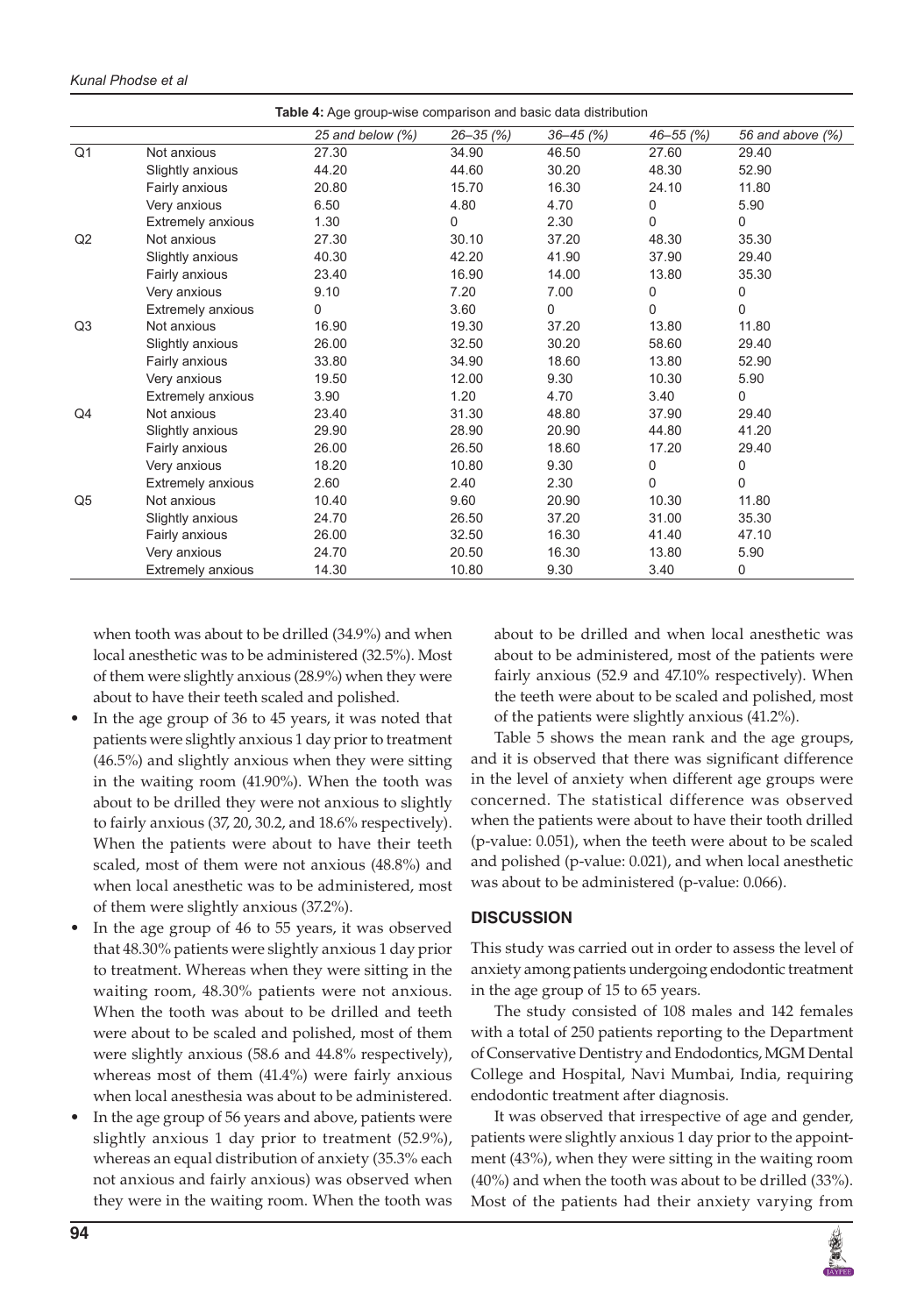**Table 4:** Age group-wise comparison and basic data distribution

| | | 25 and below (%) | 26–35 (%) | 36–45 (%) | 46–55 (%) | 56 and above (%) |
|---|---|---|---|---|---|---|
| Q1 | Not anxious | 27.30 | 34.90 | 46.50 | 27.60 | 29.40 |
| | Slightly anxious | 44.20 | 44.60 | 30.20 | 48.30 | 52.90 |
| | Fairly anxious | 20.80 | 15.70 | 16.30 | 24.10 | 11.80 |
| | Very anxious | 6.50 | 4.80 | 4.70 | 0 | 5.90 |
| | Extremely anxious | 1.30 | 0 | 2.30 | 0 | 0 |
| Q2 | Not anxious | 27.30 | 30.10 | 37.20 | 48.30 | 35.30 |
| | Slightly anxious | 40.30 | 42.20 | 41.90 | 37.90 | 29.40 |
| | Fairly anxious | 23.40 | 16.90 | 14.00 | 13.80 | 35.30 |
| | Very anxious | 9.10 | 7.20 | 7.00 | 0 | 0 |
| | Extremely anxious | 0 | 3.60 | 0 | 0 | 0 |
| Q3 | Not anxious | 16.90 | 19.30 | 37.20 | 13.80 | 11.80 |
| | Slightly anxious | 26.00 | 32.50 | 30.20 | 58.60 | 29.40 |
| | Fairly anxious | 33.80 | 34.90 | 18.60 | 13.80 | 52.90 |
| | Very anxious | 19.50 | 12.00 | 9.30 | 10.30 | 5.90 |
| | Extremely anxious | 3.90 | 1.20 | 4.70 | 3.40 | 0 |
| Q4 | Not anxious | 23.40 | 31.30 | 48.80 | 37.90 | 29.40 |
| | Slightly anxious | 29.90 | 28.90 | 20.90 | 44.80 | 41.20 |
| | Fairly anxious | 26.00 | 26.50 | 18.60 | 17.20 | 29.40 |
| | Very anxious | 18.20 | 10.80 | 9.30 | 0 | 0 |
| | Extremely anxious | 2.60 | 2.40 | 2.30 | 0 | 0 |
| Q5 | Not anxious | 10.40 | 9.60 | 20.90 | 10.30 | 11.80 |
| | Slightly anxious | 24.70 | 26.50 | 37.20 | 31.00 | 35.30 |
| | Fairly anxious | 26.00 | 32.50 | 16.30 | 41.40 | 47.10 |
| | Very anxious | 24.70 | 20.50 | 16.30 | 13.80 | 5.90 |
| | Extremely anxious | 14.30 | 10.80 | 9.30 | 3.40 | 0 |

when tooth was about to be drilled (34.9%) and when local anesthetic was to be administered (32.5%). Most of them were slightly anxious (28.9%) when they were about to have their teeth scaled and polished.

- In the age group of 36 to 45 years, it was noted that patients were slightly anxious 1 day prior to treatment (46.5%) and slightly anxious when they were sitting in the waiting room (41.90%). When the tooth was about to be drilled they were not anxious to slightly to fairly anxious (37, 20, 30.2, and 18.6% respectively). When the patients were about to have their teeth scaled, most of them were not anxious (48.8%) and when local anesthetic was to be administered, most of them were slightly anxious (37.2%).
- In the age group of 46 to 55 years, it was observed that 48.30% patients were slightly anxious 1 day prior to treatment. Whereas when they were sitting in the waiting room, 48.30% patients were not anxious. When the tooth was about to be drilled and teeth were about to be scaled and polished, most of them were slightly anxious (58.6 and 44.8% respectively), whereas most of them (41.4%) were fairly anxious when local anesthesia was about to be administered.
- In the age group of 56 years and above, patients were slightly anxious 1 day prior to treatment (52.9%), whereas an equal distribution of anxiety (35.3% each not anxious and fairly anxious) was observed when they were in the waiting room. When the tooth was about to be drilled and when local anesthetic was about to be administered, most of the patients were fairly anxious (52.9 and 47.10% respectively). When the teeth were about to be scaled and polished, most of the patients were slightly anxious (41.2%).

Table 5 shows the mean rank and the age groups, and it is observed that there was significant difference in the level of anxiety when different age groups were concerned. The statistical difference was observed when the patients were about to have their tooth drilled (p-value: 0.051), when the teeth were about to be scaled and polished (p-value: 0.021), and when local anesthetic was about to be administered (p-value: 0.066).

## DISCUSSION

This study was carried out in order to assess the level of anxiety among patients undergoing endodontic treatment in the age group of 15 to 65 years.

The study consisted of 108 males and 142 females with a total of 250 patients reporting to the Department of Conservative Dentistry and Endodontics, MGM Dental College and Hospital, Navi Mumbai, India, requiring endodontic treatment after diagnosis.

It was observed that irrespective of age and gender, patients were slightly anxious 1 day prior to the appointment (43%), when they were sitting in the waiting room (40%) and when the tooth was about to be drilled (33%). Most of the patients had their anxiety varying from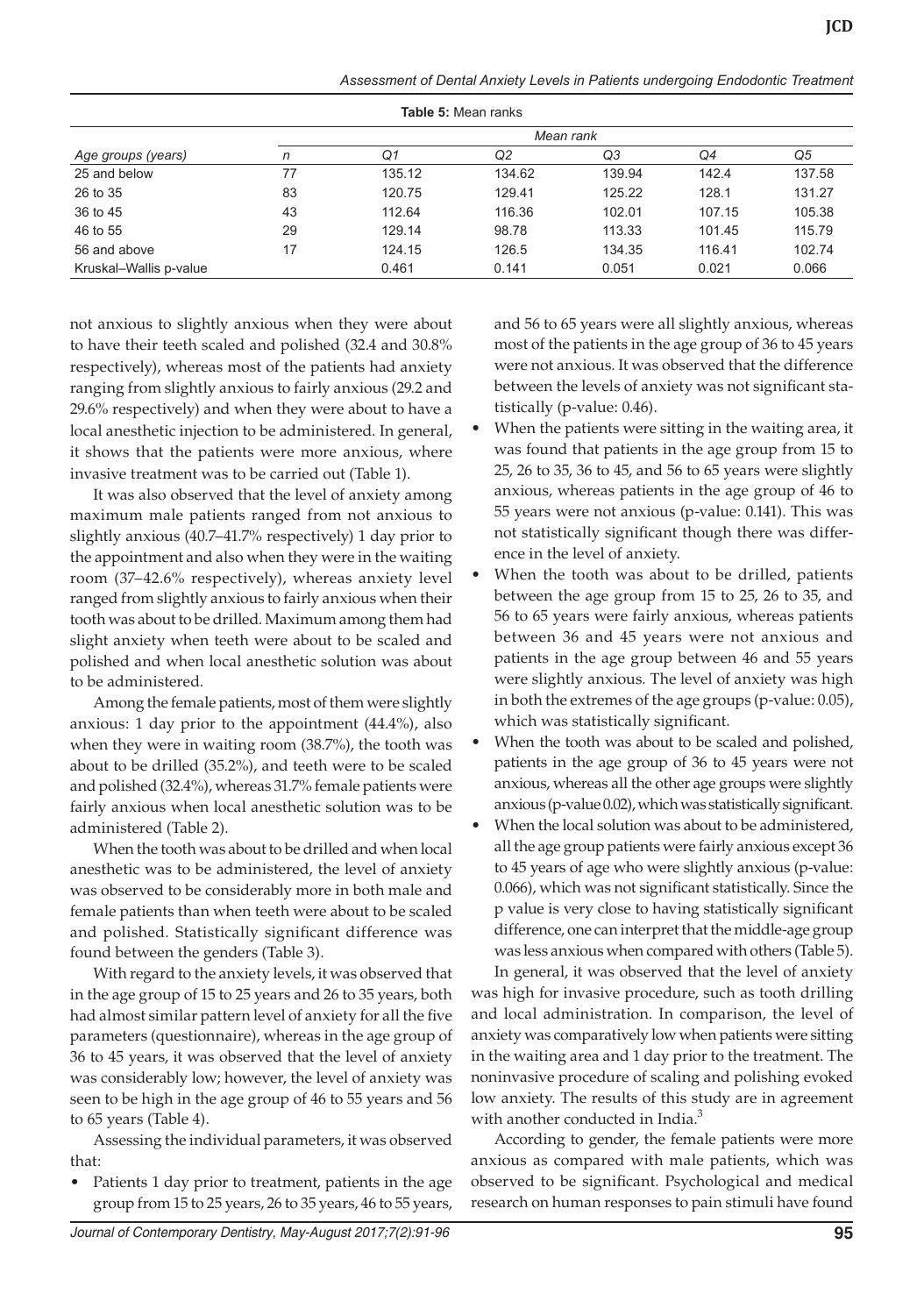**Table 5:** Mean ranks

| Age groups (years) | n | Mean rank Q1 | Q2 | Q3 | Q4 | Q5 |
|---|---|---|---|---|---|---|
| 25 and below | 77 | 135.12 | 134.62 | 139.94 | 142.4 | 137.58 |
| 26 to 35 | 83 | 120.75 | 129.41 | 125.22 | 128.1 | 131.27 |
| 36 to 45 | 43 | 112.64 | 116.36 | 102.01 | 107.15 | 105.38 |
| 46 to 55 | 29 | 129.14 | 98.78 | 113.33 | 101.45 | 115.79 |
| 56 and above | 17 | 124.15 | 126.5 | 134.35 | 116.41 | 102.74 |
| Kruskal–Wallis p-value | | 0.461 | 0.141 | 0.051 | 0.021 | 0.066 |

not anxious to slightly anxious when they were about to have their teeth scaled and polished (32.4 and 30.8% respectively), whereas most of the patients had anxiety ranging from slightly anxious to fairly anxious (29.2 and 29.6% respectively) and when they were about to have a local anesthetic injection to be administered. In general, it shows that the patients were more anxious, where invasive treatment was to be carried out (Table 1).

It was also observed that the level of anxiety among maximum male patients ranged from not anxious to slightly anxious (40.7–41.7% respectively) 1 day prior to the appointment and also when they were in the waiting room (37–42.6% respectively), whereas anxiety level ranged from slightly anxious to fairly anxious when their tooth was about to be drilled. Maximum among them had slight anxiety when teeth were about to be scaled and polished and when local anesthetic solution was about to be administered.

Among the female patients, most of them were slightly anxious: 1 day prior to the appointment (44.4%), also when they were in waiting room (38.7%), the tooth was about to be drilled (35.2%), and teeth were to be scaled and polished (32.4%), whereas 31.7% female patients were fairly anxious when local anesthetic solution was to be administered (Table 2).

When the tooth was about to be drilled and when local anesthetic was to be administered, the level of anxiety was observed to be considerably more in both male and female patients than when teeth were about to be scaled and polished. Statistically significant difference was found between the genders (Table 3).

With regard to the anxiety levels, it was observed that in the age group of 15 to 25 years and 26 to 35 years, both had almost similar pattern level of anxiety for all the five parameters (questionnaire), whereas in the age group of 36 to 45 years, it was observed that the level of anxiety was considerably low; however, the level of anxiety was seen to be high in the age group of 46 to 55 years and 56 to 65 years (Table 4).

Assessing the individual parameters, it was observed that:

- Patients 1 day prior to treatment, patients in the age group from 15 to 25 years, 26 to 35 years, 46 to 55 years, and 56 to 65 years were all slightly anxious, whereas most of the patients in the age group of 36 to 45 years were not anxious. It was observed that the difference between the levels of anxiety was not significant statistically (p-value: 0.46).
- When the patients were sitting in the waiting area, it was found that patients in the age group from 15 to 25, 26 to 35, 36 to 45, and 56 to 65 years were slightly anxious, whereas patients in the age group of 46 to 55 years were not anxious (p-value: 0.141). This was not statistically significant though there was difference in the level of anxiety.
- When the tooth was about to be drilled, patients between the age group from 15 to 25, 26 to 35, and 56 to 65 years were fairly anxious, whereas patients between 36 and 45 years were not anxious and patients in the age group between 46 and 55 years were slightly anxious. The level of anxiety was high in both the extremes of the age groups (p-value: 0.05), which was statistically significant.
- When the tooth was about to be scaled and polished, patients in the age group of 36 to 45 years were not anxious, whereas all the other age groups were slightly anxious (p-value 0.02), which was statistically significant.
- When the local solution was about to be administered, all the age group patients were fairly anxious except 36 to 45 years of age who were slightly anxious (p-value: 0.066), which was not significant statistically. Since the p value is very close to having statistically significant difference, one can interpret that the middle-age group was less anxious when compared with others (Table 5).

In general, it was observed that the level of anxiety was high for invasive procedure, such as tooth drilling and local administration. In comparison, the level of anxiety was comparatively low when patients were sitting in the waiting area and 1 day prior to the treatment. The noninvasive procedure of scaling and polishing evoked low anxiety. The results of this study are in agreement with another conducted in India.[3]

According to gender, the female patients were more anxious as compared with male patients, which was observed to be significant. Psychological and medical research on human responses to pain stimuli have found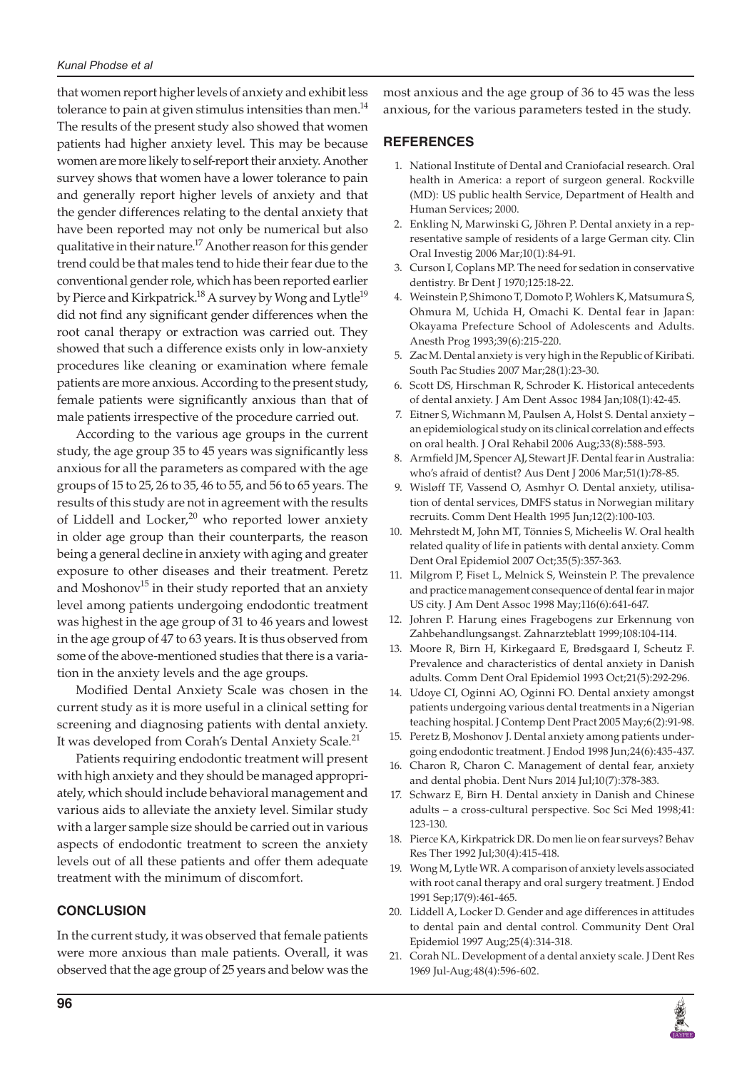that women report higher levels of anxiety and exhibit less tolerance to pain at given stimulus intensities than men.[14] The results of the present study also showed that women patients had higher anxiety level. This may be because women are more likely to self-report their anxiety. Another survey shows that women have a lower tolerance to pain and generally report higher levels of anxiety and that the gender differences relating to the dental anxiety that have been reported may not only be numerical but also qualitative in their nature.[17] Another reason for this gender trend could be that males tend to hide their fear due to the conventional gender role, which has been reported earlier by Pierce and Kirkpatrick.[18] A survey by Wong and Lytle[19] did not find any significant gender differences when the root canal therapy or extraction was carried out. They showed that such a difference exists only in low-anxiety procedures like cleaning or examination where female patients are more anxious. According to the present study, female patients were significantly anxious than that of male patients irrespective of the procedure carried out.

According to the various age groups in the current study, the age group 35 to 45 years was significantly less anxious for all the parameters as compared with the age groups of 15 to 25, 26 to 35, 46 to 55, and 56 to 65 years. The results of this study are not in agreement with the results of Liddell and Locker,[20] who reported lower anxiety in older age group than their counterparts, the reason being a general decline in anxiety with aging and greater exposure to other diseases and their treatment. Peretz and Moshonov[15] in their study reported that an anxiety level among patients undergoing endodontic treatment was highest in the age group of 31 to 46 years and lowest in the age group of 47 to 63 years. It is thus observed from some of the above-mentioned studies that there is a variation in the anxiety levels and the age groups.

Modified Dental Anxiety Scale was chosen in the current study as it is more useful in a clinical setting for screening and diagnosing patients with dental anxiety. It was developed from Corah's Dental Anxiety Scale.[21]

Patients requiring endodontic treatment will present with high anxiety and they should be managed appropriately, which should include behavioral management and various aids to alleviate the anxiety level. Similar study with a larger sample size should be carried out in various aspects of endodontic treatment to screen the anxiety levels out of all these patients and offer them adequate treatment with the minimum of discomfort.

## CONCLUSION

In the current study, it was observed that female patients were more anxious than male patients. Overall, it was observed that the age group of 25 years and below was the most anxious and the age group of 36 to 45 was the less anxious, for the various parameters tested in the study.

## REFERENCES

1. National Institute of Dental and Craniofacial research. Oral health in America: a report of surgeon general. Rockville (MD): US public health Service, Department of Health and Human Services; 2000.
2. Enkling N, Marwinski G, Jöhren P. Dental anxiety in a representative sample of residents of a large German city. Clin Oral Investig 2006 Mar;10(1):84-91.
3. Curson I, Coplans MP. The need for sedation in conservative dentistry. Br Dent J 1970;125:18-22.
4. Weinstein P, Shimono T, Domoto P, Wohlers K, Matsumura S, Ohmura M, Uchida H, Omachi K. Dental fear in Japan: Okayama Prefecture School of Adolescents and Adults. Anesth Prog 1993;39(6):215-220.
5. Zac M. Dental anxiety is very high in the Republic of Kiribati. South Pac Studies 2007 Mar;28(1):23-30.
6. Scott DS, Hirschman R, Schroder K. Historical antecedents of dental anxiety. J Am Dent Assoc 1984 Jan;108(1):42-45.
7. Eitner S, Wichmann M, Paulsen A, Holst S. Dental anxiety – an epidemiological study on its clinical correlation and effects on oral health. J Oral Rehabil 2006 Aug;33(8):588-593.
8. Armfield JM, Spencer AJ, Stewart JF. Dental fear in Australia: who's afraid of dentist? Aus Dent J 2006 Mar;51(1):78-85.
9. Wisløff TF, Vassend O, Asmhyr O. Dental anxiety, utilisation of dental services, DMFS status in Norwegian military recruits. Comm Dent Health 1995 Jun;12(2):100-103.
10. Mehrstedt M, John MT, Tönnies S, Micheelis W. Oral health related quality of life in patients with dental anxiety. Comm Dent Oral Epidemiol 2007 Oct;35(5):357-363.
11. Milgrom P, Fiset L, Melnick S, Weinstein P. The prevalence and practice management consequence of dental fear in major US city. J Am Dent Assoc 1998 May;116(6):641-647.
12. Johren P. Harung eines Fragebogens zur Erkennung von Zahbehandlungsangst. Zahnarzteblatt 1999;108:104-114.
13. Moore R, Birn H, Kirkegaard E, Brødsgaard I, Scheutz F. Prevalence and characteristics of dental anxiety in Danish adults. Comm Dent Oral Epidemiol 1993 Oct;21(5):292-296.
14. Udoye CI, Oginni AO, Oginni FO. Dental anxiety amongst patients undergoing various dental treatments in a Nigerian teaching hospital. J Contemp Dent Pract 2005 May;6(2):91-98.
15. Peretz B, Moshonov J. Dental anxiety among patients undergoing endodontic treatment. J Endod 1998 Jun;24(6):435-437.
16. Charon R, Charon C. Management of dental fear, anxiety and dental phobia. Dent Nurs 2014 Jul;10(7):378-383.
17. Schwarz E, Birn H. Dental anxiety in Danish and Chinese adults – a cross-cultural perspective. Soc Sci Med 1998;41: 123-130.
18. Pierce KA, Kirkpatrick DR. Do men lie on fear surveys? Behav Res Ther 1992 Jul;30(4):415-418.
19. Wong M, Lytle WR. A comparison of anxiety levels associated with root canal therapy and oral surgery treatment. J Endod 1991 Sep;17(9):461-465.
20. Liddell A, Locker D. Gender and age differences in attitudes to dental pain and dental control. Community Dent Oral Epidemiol 1997 Aug;25(4):314-318.
21. Corah NL. Development of a dental anxiety scale. J Dent Res 1969 Jul-Aug;48(4):596-602.